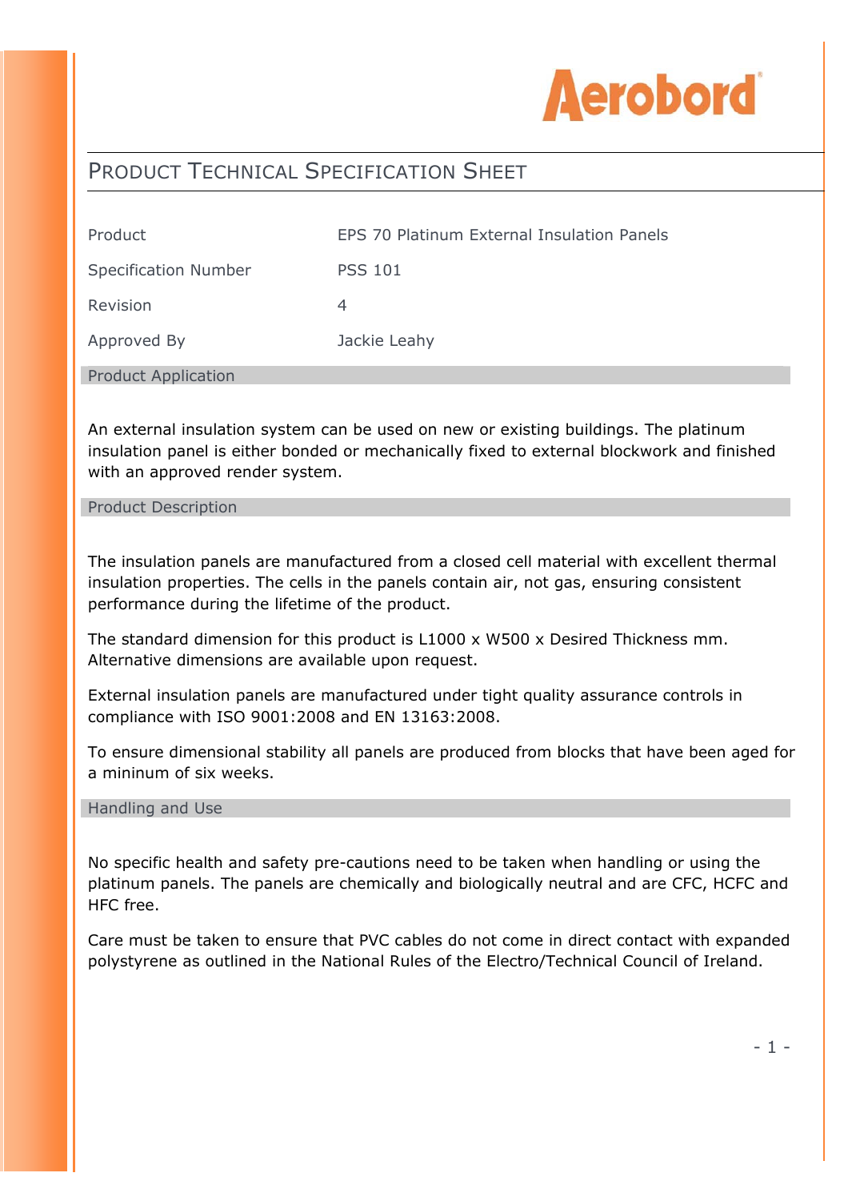Aerobord

# PRODUCT TECHNICAL SPECIFICATION SHEET

| | |
|---|---|
| Product | EPS 70 Platinum External Insulation Panels |
| Specification Number | PSS 101 |
| Revision | 4 |
| Approved By | Jackie Leahy |

## Product Application

An external insulation system can be used on new or existing buildings. The platinum insulation panel is either bonded or mechanically fixed to external blockwork and finished with an approved render system.

## Product Description

The insulation panels are manufactured from a closed cell material with excellent thermal insulation properties. The cells in the panels contain air, not gas, ensuring consistent performance during the lifetime of the product.

The standard dimension for this product is L1000 x W500 x Desired Thickness mm. Alternative dimensions are available upon request.

External insulation panels are manufactured under tight quality assurance controls in compliance with ISO 9001:2008 and EN 13163:2008.

To ensure dimensional stability all panels are produced from blocks that have been aged for a mininum of six weeks.

## Handling and Use

No specific health and safety pre-cautions need to be taken when handling or using the platinum panels. The panels are chemically and biologically neutral and are CFC, HCFC and HFC free.

Care must be taken to ensure that PVC cables do not come in direct contact with expanded polystyrene as outlined in the National Rules of the Electro/Technical Council of Ireland.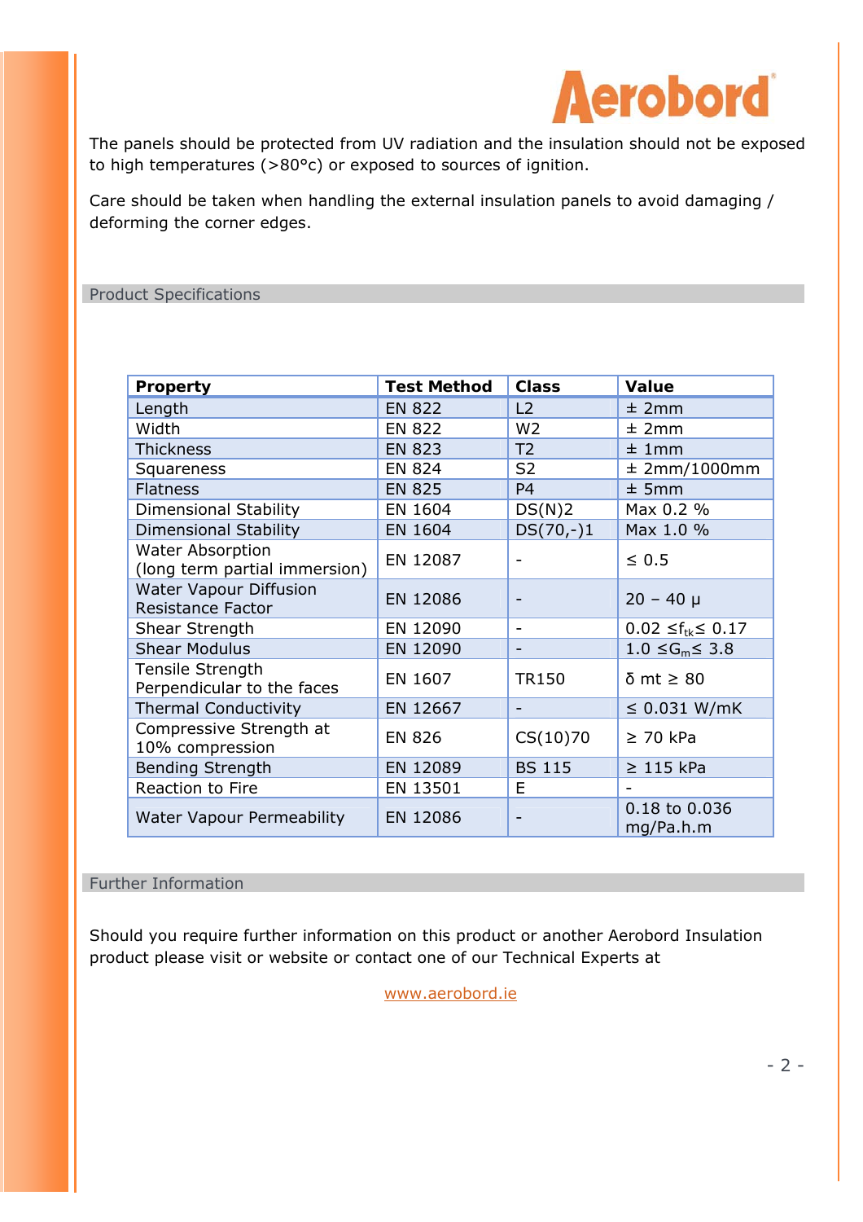The panels should be protected from UV radiation and the insulation should not be exposed to high temperatures (>80°c) or exposed to sources of ignition.

Care should be taken when handling the external insulation panels to avoid damaging / deforming the corner edges.

## Product Specifications

| Property | Test Method | Class | Value |
|---|---|---|---|
| Length | EN 822 | L2 | ± 2mm |
| Width | EN 822 | W2 | ± 2mm |
| Thickness | EN 823 | T2 | ± 1mm |
| Squareness | EN 824 | S2 | ± 2mm/1000mm |
| Flatness | EN 825 | P4 | ± 5mm |
| Dimensional Stability | EN 1604 | DS(N)2 | Max 0.2 % |
| Dimensional Stability | EN 1604 | DS(70,-)1 | Max 1.0 % |
| Water Absorption (long term partial immersion) | EN 12087 | - | ≤ 0.5 |
| Water Vapour Diffusion Resistance Factor | EN 12086 | - | 20 – 40 μ |
| Shear Strength | EN 12090 | - | $0.02 \leq f_{tk} \leq 0.17$ |
| Shear Modulus | EN 12090 | - | $1.0 \leq G_m \leq 3.8$ |
| Tensile Strength Perpendicular to the faces | EN 1607 | TR150 | δ mt ≥ 80 |
| Thermal Conductivity | EN 12667 | - | ≤ 0.031 W/mK |
| Compressive Strength at 10% compression | EN 826 | CS(10)70 | ≥ 70 kPa |
| Bending Strength | EN 12089 | BS 115 | ≥ 115 kPa |
| Reaction to Fire | EN 13501 | E | - |
| Water Vapour Permeability | EN 12086 | - | 0.18 to 0.036 mg/Pa.h.m |

## Further Information

Should you require further information on this product or another Aerobord Insulation product please visit or website or contact one of our Technical Experts at

www.aerobord.ie